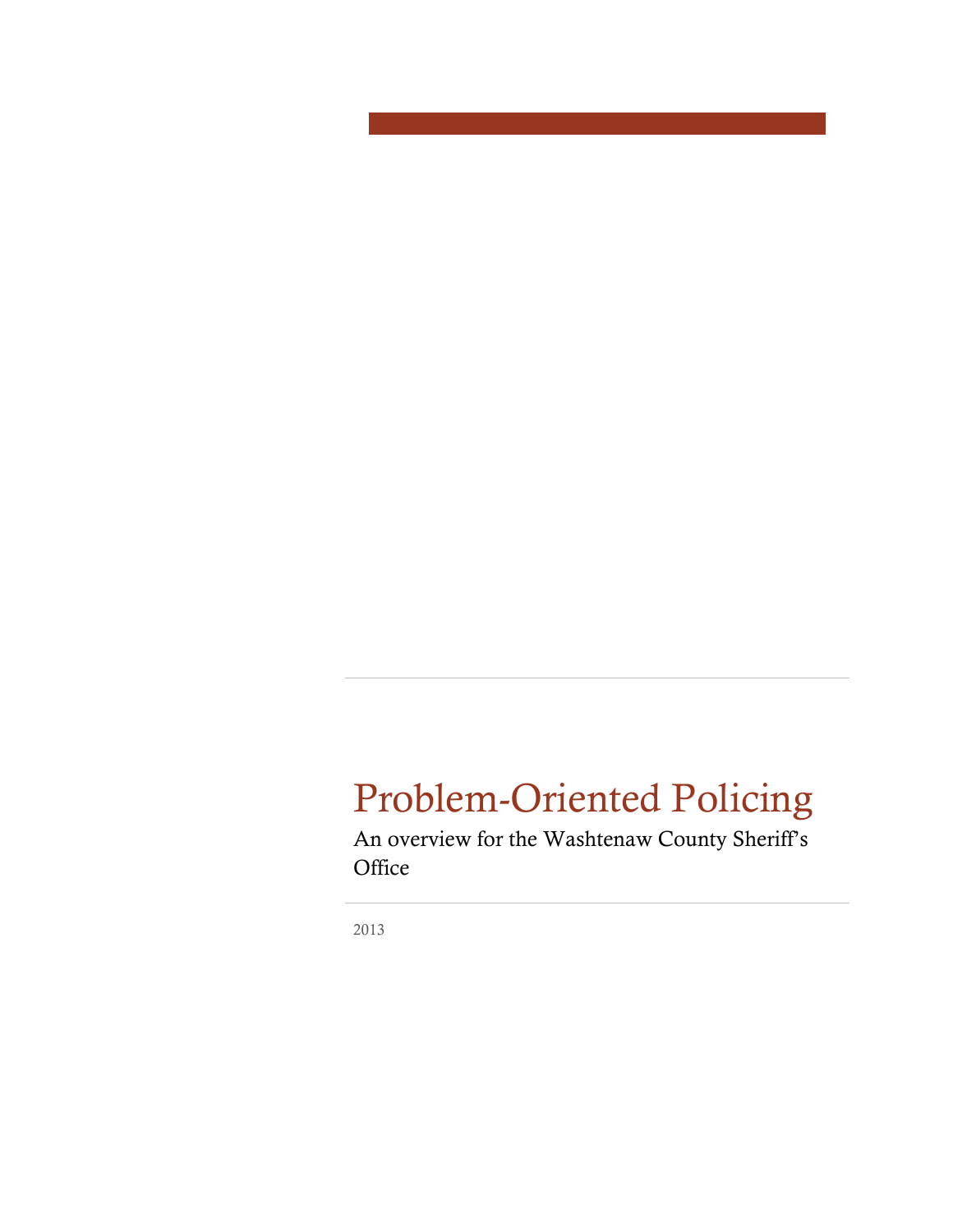# Problem-Oriented Policing

An overview for the Washtenaw County Sheriff's Office

2013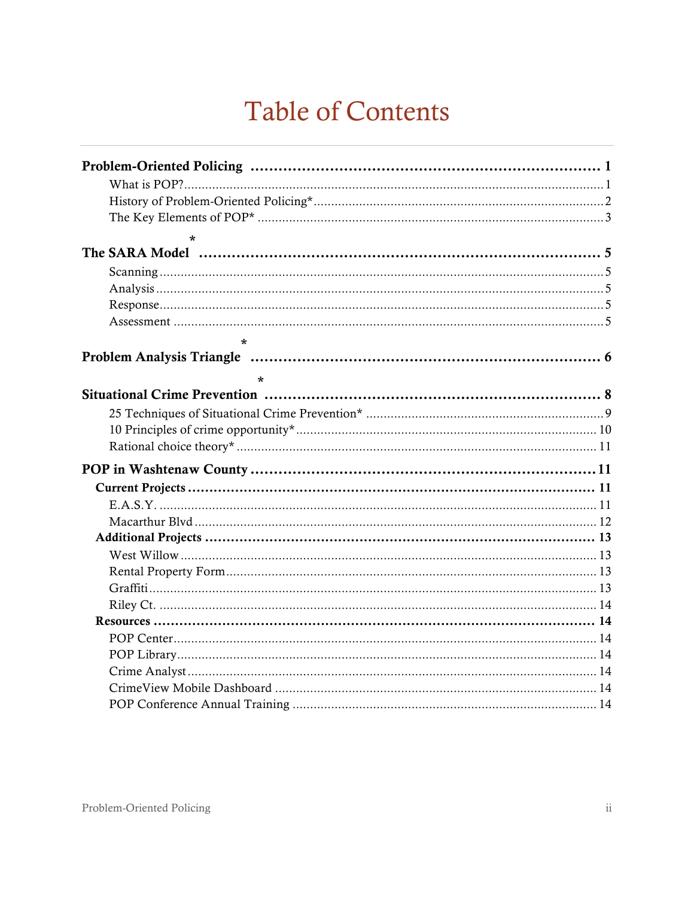# Table of Contents

**Problem-Oriented Policing** ........ **1**
- What is POP? ........ 1
- History of Problem-Oriented Policing* ........ 2
- The Key Elements of POP* ........ 3

**The SARA Model*** ........ **5**
- Scanning ........ 5
- Analysis ........ 5
- Response ........ 5
- Assessment ........ 5

**Problem Analysis Triangle*** ........ **6**

**Situational Crime Prevention*** ........ **8**
- 25 Techniques of Situational Crime Prevention* ........ 9
- 10 Principles of crime opportunity* ........ 10
- Rational choice theory* ........ 11

**POP in Washtenaw County** ........ **11**

**Current Projects** ........ **11**
- E.A.S.Y. ........ 11
- Macarthur Blvd ........ 12

**Additional Projects** ........ **13**
- West Willow ........ 13
- Rental Property Form ........ 13
- Graffiti ........ 13
- Riley Ct. ........ 14

**Resources** ........ **14**
- POP Center ........ 14
- POP Library ........ 14
- Crime Analyst ........ 14
- CrimeView Mobile Dashboard ........ 14
- POP Conference Annual Training ........ 14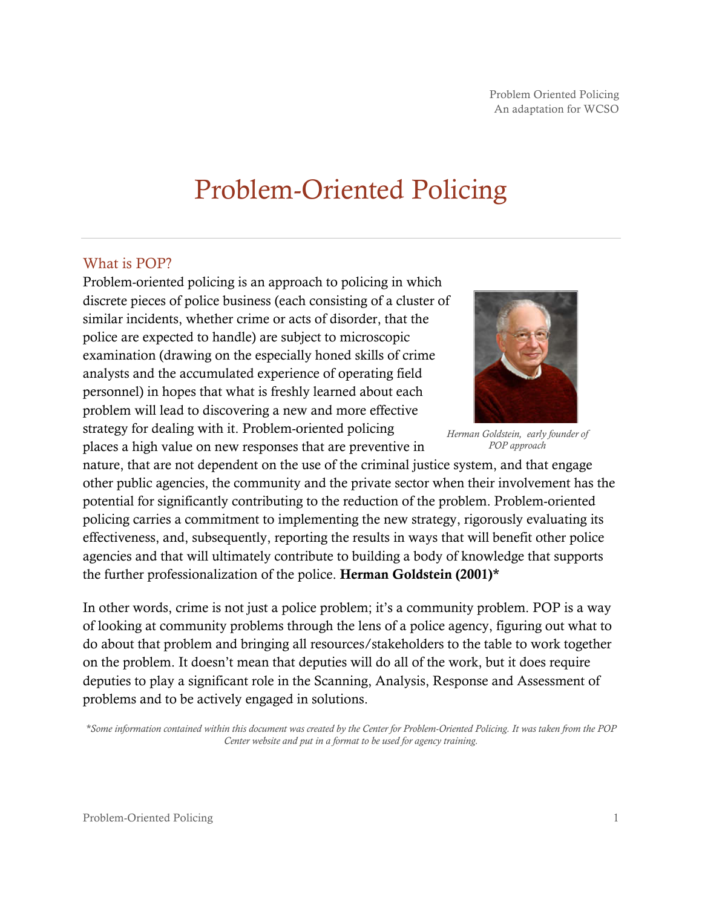# Problem-Oriented Policing

## What is POP?

Problem-oriented policing is an approach to policing in which discrete pieces of police business (each consisting of a cluster of similar incidents, whether crime or acts of disorder, that the police are expected to handle) are subject to microscopic examination (drawing on the especially honed skills of crime analysts and the accumulated experience of operating field personnel) in hopes that what is freshly learned about each problem will lead to discovering a new and more effective strategy for dealing with it. Problem-oriented policing places a high value on new responses that are preventive in nature, that are not dependent on the use of the criminal justice system, and that engage other public agencies, the community and the private sector when their involvement has the potential for significantly contributing to the reduction of the problem. Problem-oriented policing carries a commitment to implementing the new strategy, rigorously evaluating its effectiveness, and, subsequently, reporting the results in ways that will benefit other police agencies and that will ultimately contribute to building a body of knowledge that supports the further professionalization of the police. **Herman Goldstein (2001)***

*Herman Goldstein, early founder of POP approach*

In other words, crime is not just a police problem; it's a community problem. POP is a way of looking at community problems through the lens of a police agency, figuring out what to do about that problem and bringing all resources/stakeholders to the table to work together on the problem. It doesn't mean that deputies will do all of the work, but it does require deputies to play a significant role in the Scanning, Analysis, Response and Assessment of problems and to be actively engaged in solutions.

*\*Some information contained within this document was created by the Center for Problem-Oriented Policing. It was taken from the POP Center website and put in a format to be used for agency training.*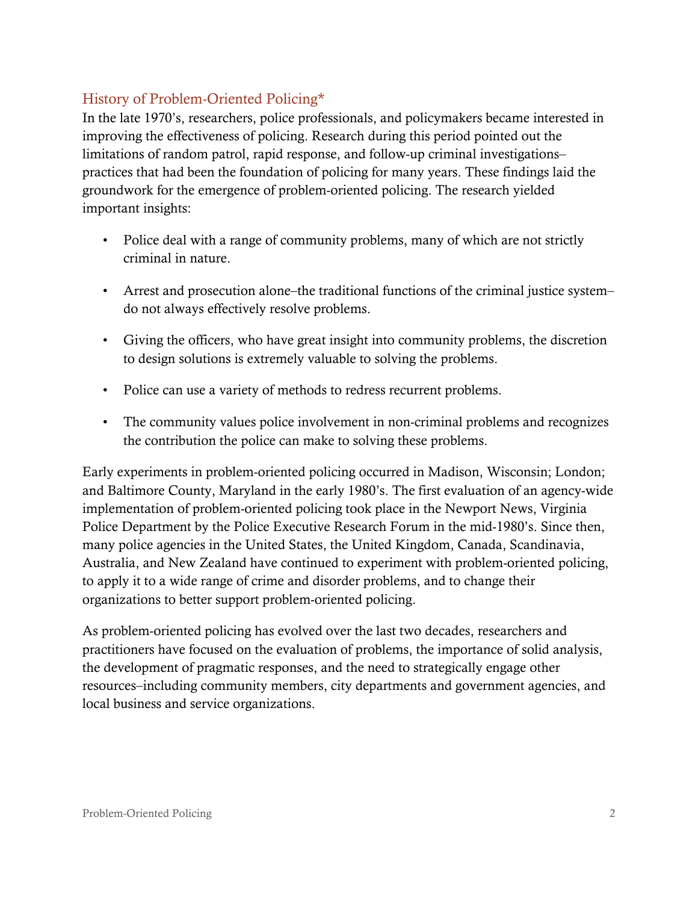## History of Problem-Oriented Policing*

In the late 1970's, researchers, police professionals, and policymakers became interested in improving the effectiveness of policing. Research during this period pointed out the limitations of random patrol, rapid response, and follow-up criminal investigations–practices that had been the foundation of policing for many years. These findings laid the groundwork for the emergence of problem-oriented policing. The research yielded important insights:

- Police deal with a range of community problems, many of which are not strictly criminal in nature.
- Arrest and prosecution alone–the traditional functions of the criminal justice system–do not always effectively resolve problems.
- Giving the officers, who have great insight into community problems, the discretion to design solutions is extremely valuable to solving the problems.
- Police can use a variety of methods to redress recurrent problems.
- The community values police involvement in non-criminal problems and recognizes the contribution the police can make to solving these problems.

Early experiments in problem-oriented policing occurred in Madison, Wisconsin; London; and Baltimore County, Maryland in the early 1980's. The first evaluation of an agency-wide implementation of problem-oriented policing took place in the Newport News, Virginia Police Department by the Police Executive Research Forum in the mid-1980's. Since then, many police agencies in the United States, the United Kingdom, Canada, Scandinavia, Australia, and New Zealand have continued to experiment with problem-oriented policing, to apply it to a wide range of crime and disorder problems, and to change their organizations to better support problem-oriented policing.

As problem-oriented policing has evolved over the last two decades, researchers and practitioners have focused on the evaluation of problems, the importance of solid analysis, the development of pragmatic responses, and the need to strategically engage other resources–including community members, city departments and government agencies, and local business and service organizations.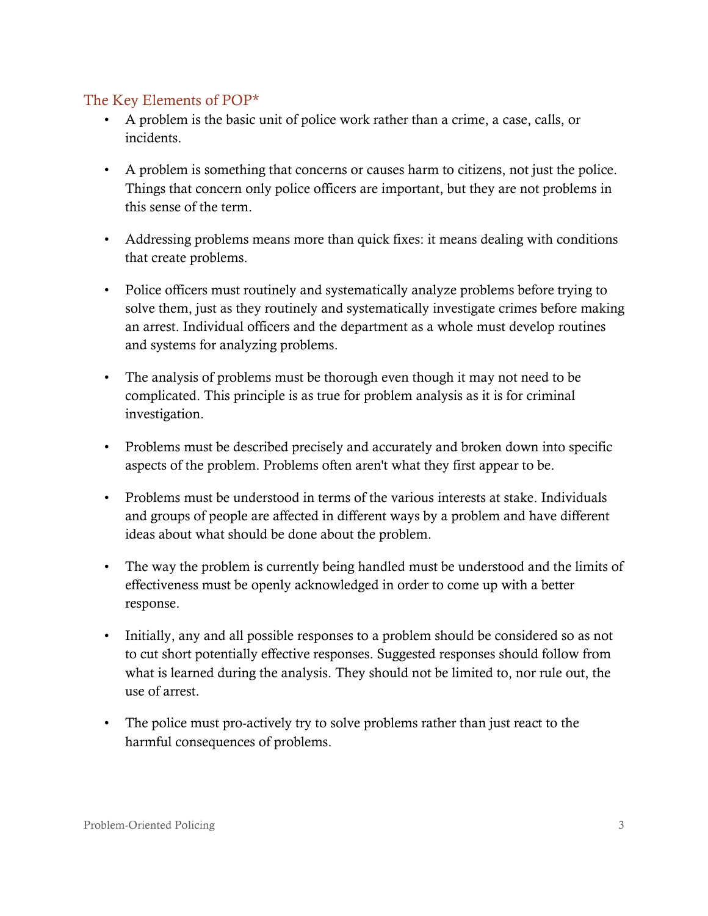## The Key Elements of POP*

- A problem is the basic unit of police work rather than a crime, a case, calls, or incidents.

- A problem is something that concerns or causes harm to citizens, not just the police. Things that concern only police officers are important, but they are not problems in this sense of the term.

- Addressing problems means more than quick fixes: it means dealing with conditions that create problems.

- Police officers must routinely and systematically analyze problems before trying to solve them, just as they routinely and systematically investigate crimes before making an arrest. Individual officers and the department as a whole must develop routines and systems for analyzing problems.

- The analysis of problems must be thorough even though it may not need to be complicated. This principle is as true for problem analysis as it is for criminal investigation.

- Problems must be described precisely and accurately and broken down into specific aspects of the problem. Problems often aren't what they first appear to be.

- Problems must be understood in terms of the various interests at stake. Individuals and groups of people are affected in different ways by a problem and have different ideas about what should be done about the problem.

- The way the problem is currently being handled must be understood and the limits of effectiveness must be openly acknowledged in order to come up with a better response.

- Initially, any and all possible responses to a problem should be considered so as not to cut short potentially effective responses. Suggested responses should follow from what is learned during the analysis. They should not be limited to, nor rule out, the use of arrest.

- The police must pro-actively try to solve problems rather than just react to the harmful consequences of problems.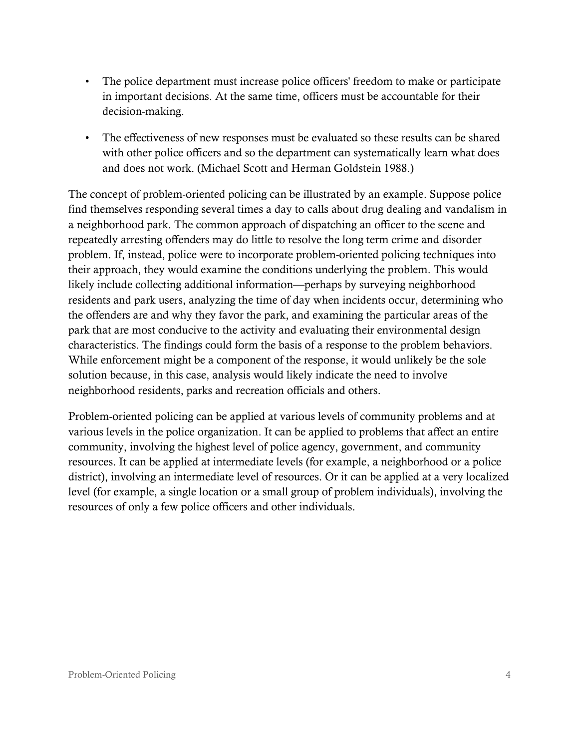- The police department must increase police officers' freedom to make or participate in important decisions. At the same time, officers must be accountable for their decision-making.
- The effectiveness of new responses must be evaluated so these results can be shared with other police officers and so the department can systematically learn what does and does not work. (Michael Scott and Herman Goldstein 1988.)

The concept of problem-oriented policing can be illustrated by an example. Suppose police find themselves responding several times a day to calls about drug dealing and vandalism in a neighborhood park. The common approach of dispatching an officer to the scene and repeatedly arresting offenders may do little to resolve the long term crime and disorder problem. If, instead, police were to incorporate problem-oriented policing techniques into their approach, they would examine the conditions underlying the problem. This would likely include collecting additional information—perhaps by surveying neighborhood residents and park users, analyzing the time of day when incidents occur, determining who the offenders are and why they favor the park, and examining the particular areas of the park that are most conducive to the activity and evaluating their environmental design characteristics. The findings could form the basis of a response to the problem behaviors. While enforcement might be a component of the response, it would unlikely be the sole solution because, in this case, analysis would likely indicate the need to involve neighborhood residents, parks and recreation officials and others.

Problem-oriented policing can be applied at various levels of community problems and at various levels in the police organization. It can be applied to problems that affect an entire community, involving the highest level of police agency, government, and community resources. It can be applied at intermediate levels (for example, a neighborhood or a police district), involving an intermediate level of resources. Or it can be applied at a very localized level (for example, a single location or a small group of problem individuals), involving the resources of only a few police officers and other individuals.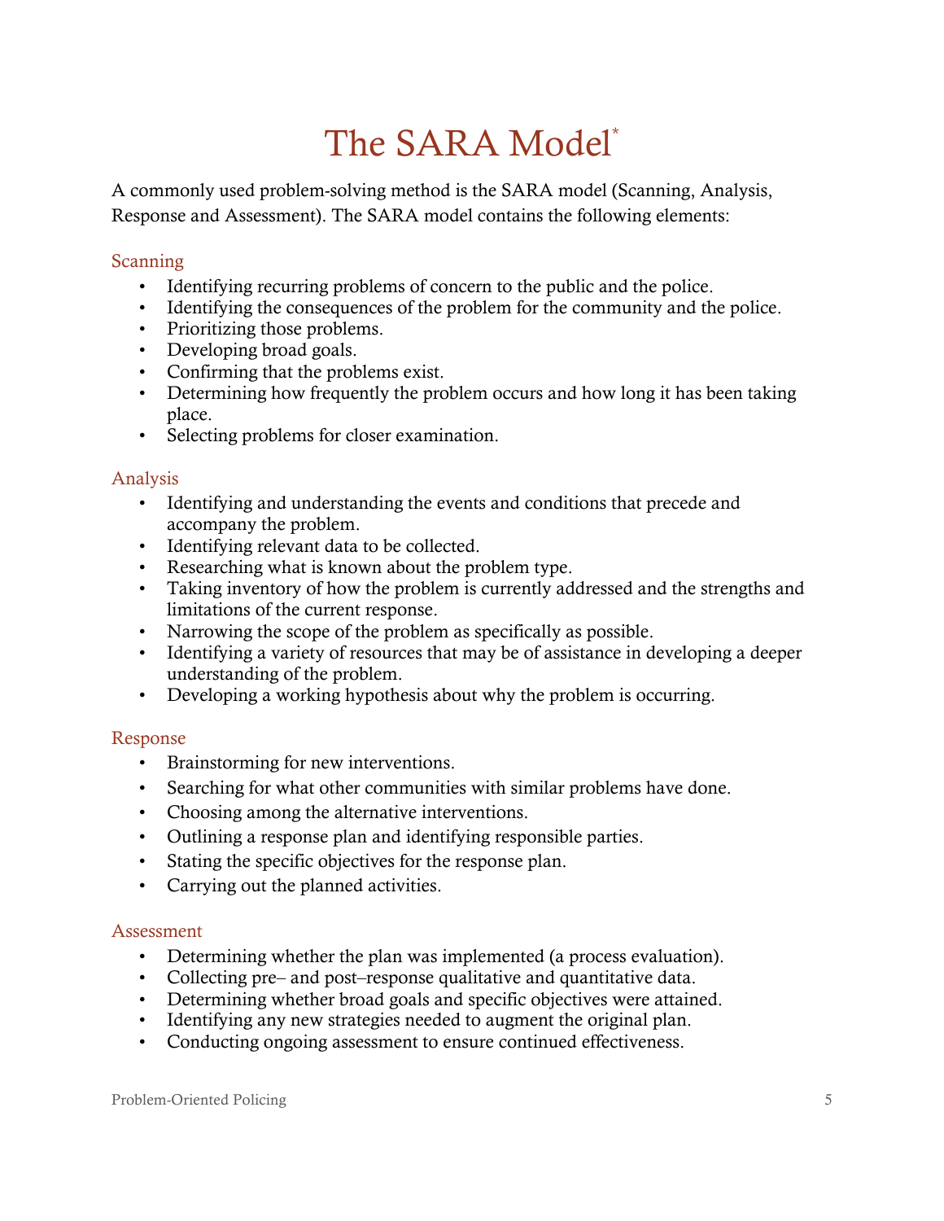# The SARA Model*

A commonly used problem-solving method is the SARA model (Scanning, Analysis, Response and Assessment). The SARA model contains the following elements:

## Scanning

- Identifying recurring problems of concern to the public and the police.
- Identifying the consequences of the problem for the community and the police.
- Prioritizing those problems.
- Developing broad goals.
- Confirming that the problems exist.
- Determining how frequently the problem occurs and how long it has been taking place.
- Selecting problems for closer examination.

## Analysis

- Identifying and understanding the events and conditions that precede and accompany the problem.
- Identifying relevant data to be collected.
- Researching what is known about the problem type.
- Taking inventory of how the problem is currently addressed and the strengths and limitations of the current response.
- Narrowing the scope of the problem as specifically as possible.
- Identifying a variety of resources that may be of assistance in developing a deeper understanding of the problem.
- Developing a working hypothesis about why the problem is occurring.

## Response

- Brainstorming for new interventions.
- Searching for what other communities with similar problems have done.
- Choosing among the alternative interventions.
- Outlining a response plan and identifying responsible parties.
- Stating the specific objectives for the response plan.
- Carrying out the planned activities.

## Assessment

- Determining whether the plan was implemented (a process evaluation).
- Collecting pre– and post–response qualitative and quantitative data.
- Determining whether broad goals and specific objectives were attained.
- Identifying any new strategies needed to augment the original plan.
- Conducting ongoing assessment to ensure continued effectiveness.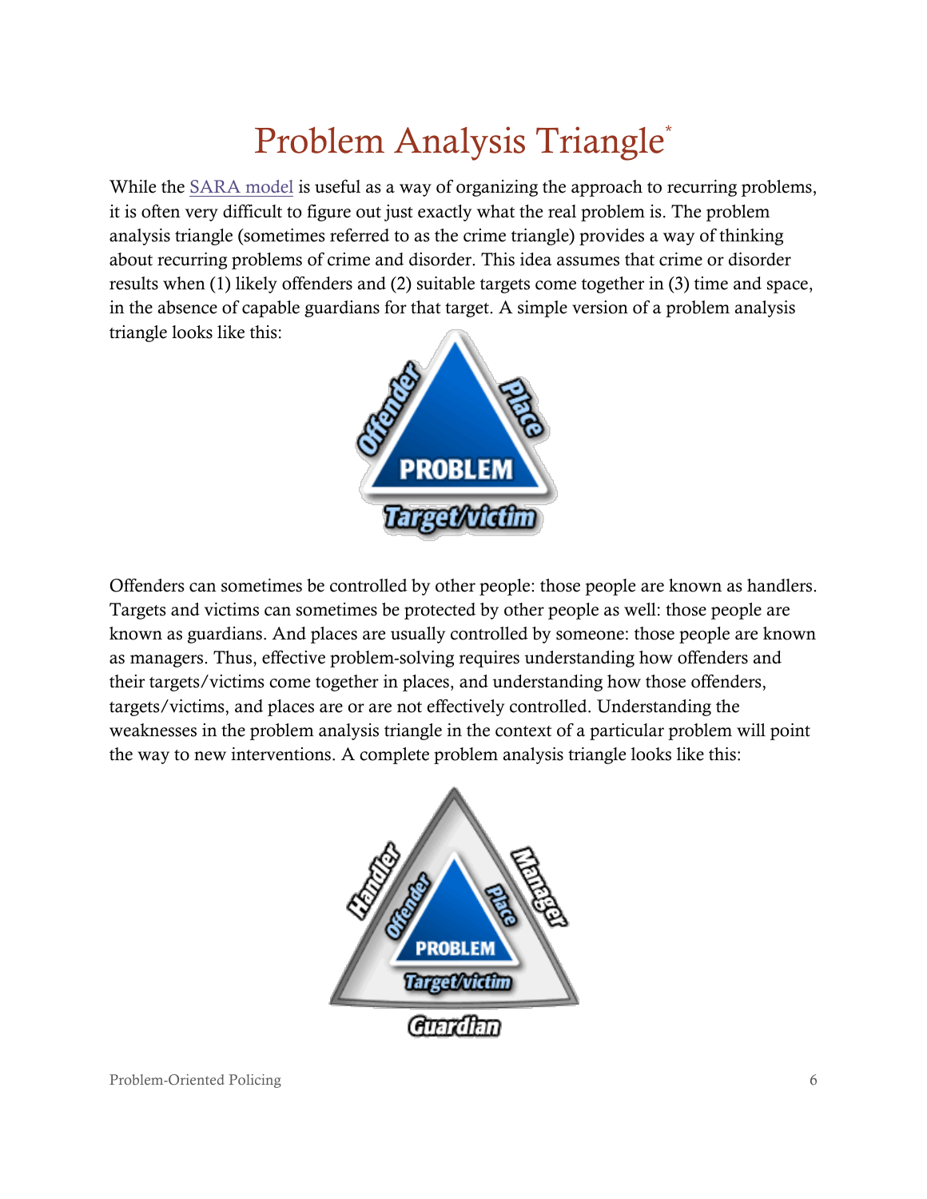# Problem Analysis Triangle*

While the SARA model is useful as a way of organizing the approach to recurring problems, it is often very difficult to figure out just exactly what the real problem is. The problem analysis triangle (sometimes referred to as the crime triangle) provides a way of thinking about recurring problems of crime and disorder. This idea assumes that crime or disorder results when (1) likely offenders and (2) suitable targets come together in (3) time and space, in the absence of capable guardians for that target. A simple version of a problem analysis triangle looks like this:

Offenders can sometimes be controlled by other people: those people are known as handlers. Targets and victims can sometimes be protected by other people as well: those people are known as guardians. And places are usually controlled by someone: those people are known as managers. Thus, effective problem-solving requires understanding how offenders and their targets/victims come together in places, and understanding how those offenders, targets/victims, and places are or are not effectively controlled. Understanding the weaknesses in the problem analysis triangle in the context of a particular problem will point the way to new interventions. A complete problem analysis triangle looks like this: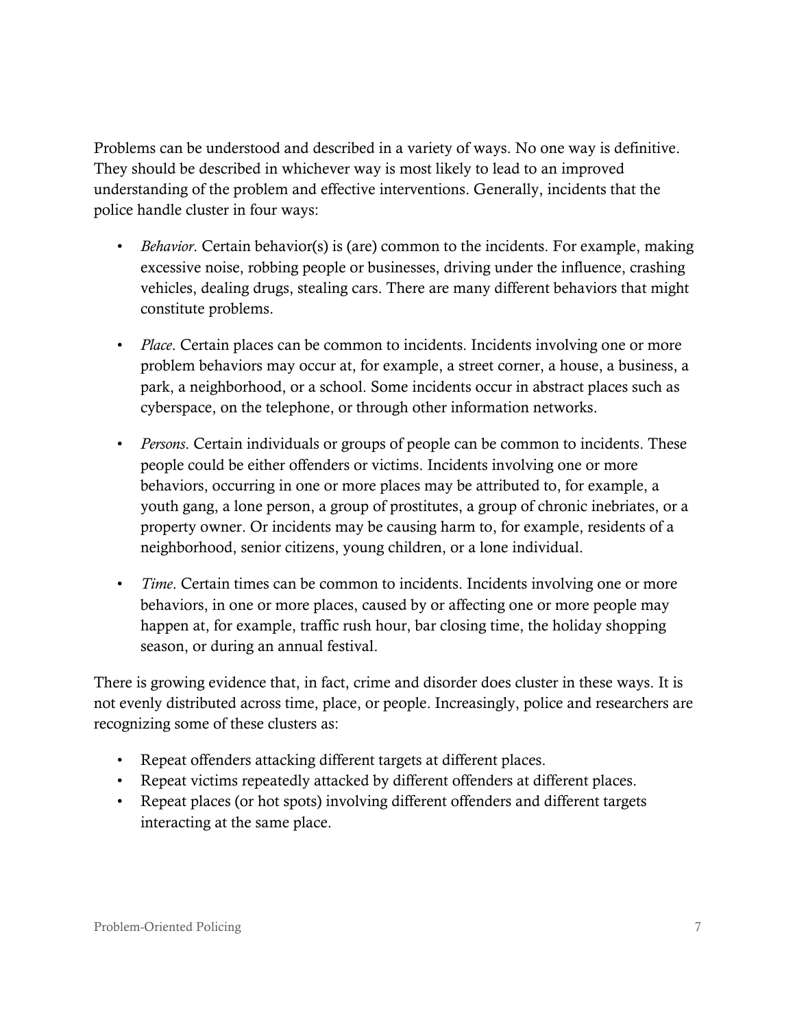Problems can be understood and described in a variety of ways. No one way is definitive. They should be described in whichever way is most likely to lead to an improved understanding of the problem and effective interventions. Generally, incidents that the police handle cluster in four ways:

- *Behavior*. Certain behavior(s) is (are) common to the incidents. For example, making excessive noise, robbing people or businesses, driving under the influence, crashing vehicles, dealing drugs, stealing cars. There are many different behaviors that might constitute problems.
- *Place*. Certain places can be common to incidents. Incidents involving one or more problem behaviors may occur at, for example, a street corner, a house, a business, a park, a neighborhood, or a school. Some incidents occur in abstract places such as cyberspace, on the telephone, or through other information networks.
- *Persons*. Certain individuals or groups of people can be common to incidents. These people could be either offenders or victims. Incidents involving one or more behaviors, occurring in one or more places may be attributed to, for example, a youth gang, a lone person, a group of prostitutes, a group of chronic inebriates, or a property owner. Or incidents may be causing harm to, for example, residents of a neighborhood, senior citizens, young children, or a lone individual.
- *Time*. Certain times can be common to incidents. Incidents involving one or more behaviors, in one or more places, caused by or affecting one or more people may happen at, for example, traffic rush hour, bar closing time, the holiday shopping season, or during an annual festival.

There is growing evidence that, in fact, crime and disorder does cluster in these ways. It is not evenly distributed across time, place, or people. Increasingly, police and researchers are recognizing some of these clusters as:

- Repeat offenders attacking different targets at different places.
- Repeat victims repeatedly attacked by different offenders at different places.
- Repeat places (or hot spots) involving different offenders and different targets interacting at the same place.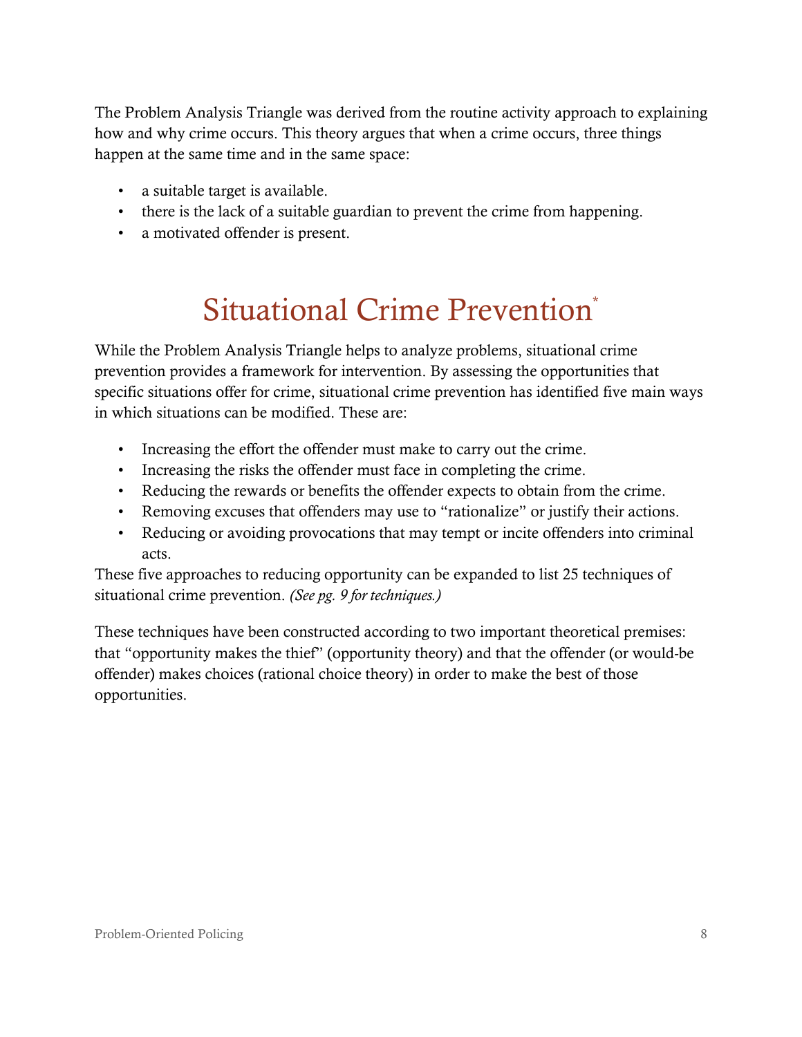The Problem Analysis Triangle was derived from the routine activity approach to explaining how and why crime occurs. This theory argues that when a crime occurs, three things happen at the same time and in the same space:

- a suitable target is available.
- there is the lack of a suitable guardian to prevent the crime from happening.
- a motivated offender is present.

# Situational Crime Prevention*

While the Problem Analysis Triangle helps to analyze problems, situational crime prevention provides a framework for intervention. By assessing the opportunities that specific situations offer for crime, situational crime prevention has identified five main ways in which situations can be modified. These are:

- Increasing the effort the offender must make to carry out the crime.
- Increasing the risks the offender must face in completing the crime.
- Reducing the rewards or benefits the offender expects to obtain from the crime.
- Removing excuses that offenders may use to "rationalize" or justify their actions.
- Reducing or avoiding provocations that may tempt or incite offenders into criminal acts.

These five approaches to reducing opportunity can be expanded to list 25 techniques of situational crime prevention. *(See pg. 9 for techniques.)*

These techniques have been constructed according to two important theoretical premises: that "opportunity makes the thief" (opportunity theory) and that the offender (or would-be offender) makes choices (rational choice theory) in order to make the best of those opportunities.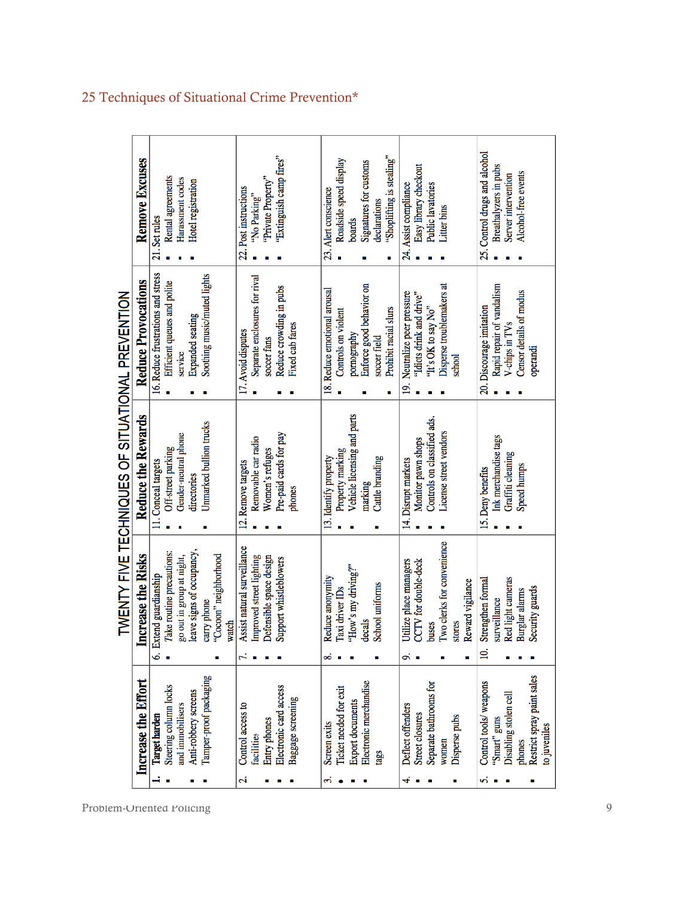## 25 Techniques of Situational Crime Prevention*

### TWENTY FIVE TECHNIQUES OF SITUATIONAL PREVENTION

| Increase the Effort | Increase the Risks | Reduce the Rewards | Reduce Provocations | Remove Excuses |
|---|---|---|---|---|
| 1. Target harden<br>▪ Steering column locks and immobilisers<br>▪ Anti-robbery screens<br>▪ Tamper-proof packaging | 6. Extend guardianship<br>▪ Take routine precautions: go out in group at night, leave signs of occupancy, carry phone<br>▪ "Cocoon" neighborhood watch | 11. Conceal targets<br>▪ Off-street parking<br>▪ Gender-neutral phone directories<br>▪ Unmarked bullion trucks | 16. Reduce frustrations and stress<br>▪ Efficient queues and polite service<br>▪ Expanded seating<br>▪ Soothing music/muted lights | 21. Set rules<br>▪ Rental agreements<br>▪ Harassment codes<br>▪ Hotel registration |
| 2. Control access to facilities<br>▪ Entry phones<br>▪ Electronic card access<br>▪ Baggage screening | 7. Assist natural surveillance<br>▪ Improved street lighting<br>▪ Defensible space design<br>▪ Support whistleblowers | 12. Remove targets<br>▪ Removable car radio<br>▪ Women's refuges<br>▪ Pre-paid cards for pay phones | 17. Avoid disputes<br>▪ Separate enclosures for rival soccer fans<br>▪ Reduce crowding in pubs<br>▪ Fixed cab fares | 22. Post instructions<br>▪ "No Parking"<br>▪ "Private Property"<br>▪ "Extinguish camp fires" |
| 3. Screen exits<br>▪ Ticket needed for exit<br>▪ Export documents<br>▪ Electronic merchandise tags | 8. Reduce anonymity<br>▪ Taxi driver IDs<br>▪ "How's my driving?" decals<br>▪ School uniforms | 13. Identify property<br>▪ Property marking<br>▪ Vehicle licensing and parts marking<br>▪ Cattle branding | 18. Reduce emotional arousal<br>▪ Controls on violent pornography<br>▪ Enforce good behavior on soccer field<br>▪ Prohibit racial slurs | 23. Alert conscience<br>▪ Roadside speed display boards<br>▪ Signatures for customs declarations<br>▪ "Shoplifting is stealing" |
| 4. Deflect offenders<br>▪ Street closures<br>▪ Separate bathrooms for women<br>▪ Disperse pubs | 9. Utilize place managers<br>▪ CCTV for double-deck buses<br>▪ Two clerks for convenience stores<br>▪ Reward vigilance | 14. Disrupt markets<br>▪ Monitor pawn shops<br>▪ Controls on classified ads.<br>▪ License street vendors | 19. Neutralize peer pressure<br>▪ "Idiots drink and drive"<br>▪ "It's OK to say No"<br>▪ Disperse troublemakers at school | 24. Assist compliance<br>▪ Easy library checkout<br>▪ Public lavatories<br>▪ Litter bins |
| 5. Control tools/ weapons<br>▪ "Smart" guns<br>▪ Disabling stolen cell phones<br>▪ Restrict spray paint sales to juveniles | 10. Strengthen formal surveillance<br>▪ Red light cameras<br>▪ Burglar alarms<br>▪ Security guards | 15. Deny benefits<br>▪ Ink merchandise tags<br>▪ Graffiti cleaning<br>▪ Speed humps | 20. Discourage imitation<br>▪ Rapid repair of vandalism<br>▪ V-chips in TVs<br>▪ Censor details of modus operandi | 25. Control drugs and alcohol<br>▪ Breathalyzers in pubs<br>▪ Server intervention<br>▪ Alcohol-free events |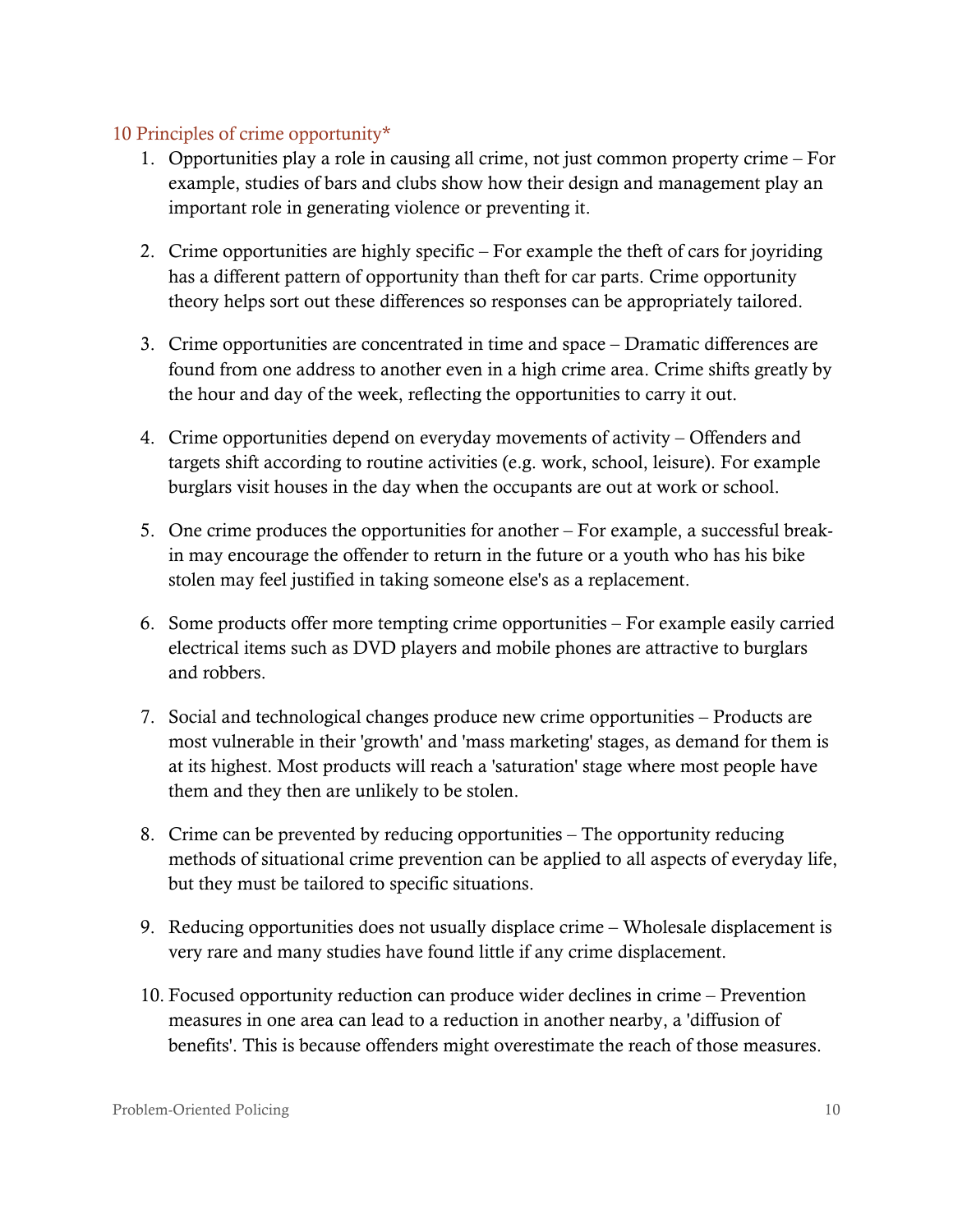## 10 Principles of crime opportunity*

1. Opportunities play a role in causing all crime, not just common property crime – For example, studies of bars and clubs show how their design and management play an important role in generating violence or preventing it.

2. Crime opportunities are highly specific – For example the theft of cars for joyriding has a different pattern of opportunity than theft for car parts. Crime opportunity theory helps sort out these differences so responses can be appropriately tailored.

3. Crime opportunities are concentrated in time and space – Dramatic differences are found from one address to another even in a high crime area. Crime shifts greatly by the hour and day of the week, reflecting the opportunities to carry it out.

4. Crime opportunities depend on everyday movements of activity – Offenders and targets shift according to routine activities (e.g. work, school, leisure). For example burglars visit houses in the day when the occupants are out at work or school.

5. One crime produces the opportunities for another – For example, a successful break-in may encourage the offender to return in the future or a youth who has his bike stolen may feel justified in taking someone else's as a replacement.

6. Some products offer more tempting crime opportunities – For example easily carried electrical items such as DVD players and mobile phones are attractive to burglars and robbers.

7. Social and technological changes produce new crime opportunities – Products are most vulnerable in their 'growth' and 'mass marketing' stages, as demand for them is at its highest. Most products will reach a 'saturation' stage where most people have them and they then are unlikely to be stolen.

8. Crime can be prevented by reducing opportunities – The opportunity reducing methods of situational crime prevention can be applied to all aspects of everyday life, but they must be tailored to specific situations.

9. Reducing opportunities does not usually displace crime – Wholesale displacement is very rare and many studies have found little if any crime displacement.

10. Focused opportunity reduction can produce wider declines in crime – Prevention measures in one area can lead to a reduction in another nearby, a 'diffusion of benefits'. This is because offenders might overestimate the reach of those measures.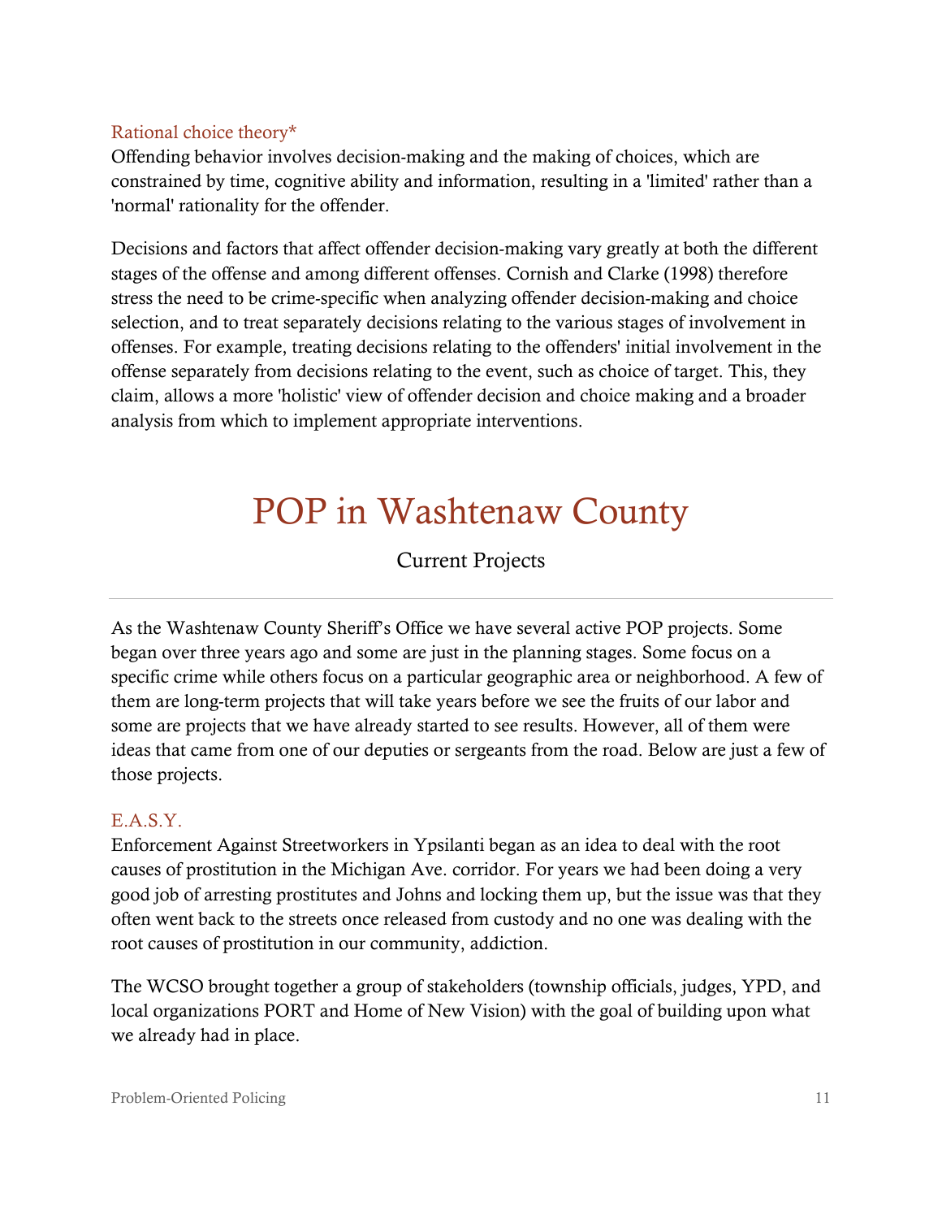### Rational choice theory*

Offending behavior involves decision-making and the making of choices, which are constrained by time, cognitive ability and information, resulting in a 'limited' rather than a 'normal' rationality for the offender.

Decisions and factors that affect offender decision-making vary greatly at both the different stages of the offense and among different offenses. Cornish and Clarke (1998) therefore stress the need to be crime-specific when analyzing offender decision-making and choice selection, and to treat separately decisions relating to the various stages of involvement in offenses. For example, treating decisions relating to the offenders' initial involvement in the offense separately from decisions relating to the event, such as choice of target. This, they claim, allows a more 'holistic' view of offender decision and choice making and a broader analysis from which to implement appropriate interventions.

# POP in Washtenaw County

## Current Projects

---

As the Washtenaw County Sheriff's Office we have several active POP projects. Some began over three years ago and some are just in the planning stages. Some focus on a specific crime while others focus on a particular geographic area or neighborhood. A few of them are long-term projects that will take years before we see the fruits of our labor and some are projects that we have already started to see results. However, all of them were ideas that came from one of our deputies or sergeants from the road. Below are just a few of those projects.

### E.A.S.Y.

Enforcement Against Streetworkers in Ypsilanti began as an idea to deal with the root causes of prostitution in the Michigan Ave. corridor. For years we had been doing a very good job of arresting prostitutes and Johns and locking them up, but the issue was that they often went back to the streets once released from custody and no one was dealing with the root causes of prostitution in our community, addiction.

The WCSO brought together a group of stakeholders (township officials, judges, YPD, and local organizations PORT and Home of New Vision) with the goal of building upon what we already had in place.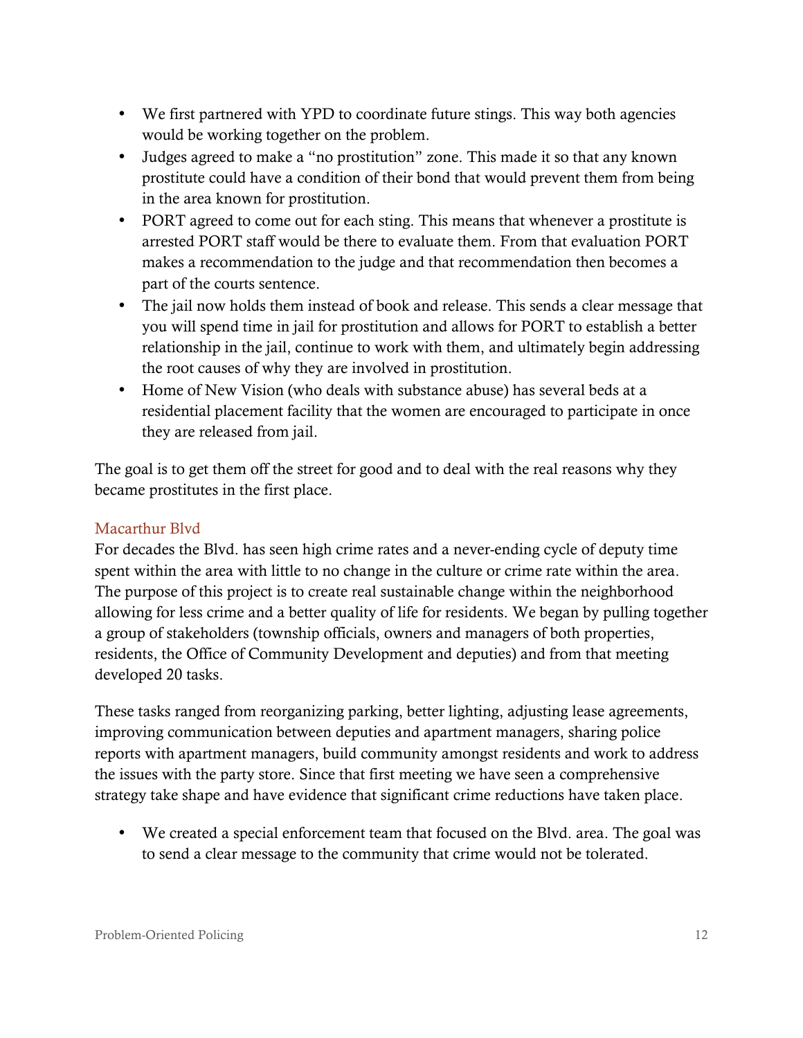- We first partnered with YPD to coordinate future stings. This way both agencies would be working together on the problem.
- Judges agreed to make a "no prostitution" zone. This made it so that any known prostitute could have a condition of their bond that would prevent them from being in the area known for prostitution.
- PORT agreed to come out for each sting. This means that whenever a prostitute is arrested PORT staff would be there to evaluate them. From that evaluation PORT makes a recommendation to the judge and that recommendation then becomes a part of the courts sentence.
- The jail now holds them instead of book and release. This sends a clear message that you will spend time in jail for prostitution and allows for PORT to establish a better relationship in the jail, continue to work with them, and ultimately begin addressing the root causes of why they are involved in prostitution.
- Home of New Vision (who deals with substance abuse) has several beds at a residential placement facility that the women are encouraged to participate in once they are released from jail.

The goal is to get them off the street for good and to deal with the real reasons why they became prostitutes in the first place.

### Macarthur Blvd

For decades the Blvd. has seen high crime rates and a never-ending cycle of deputy time spent within the area with little to no change in the culture or crime rate within the area. The purpose of this project is to create real sustainable change within the neighborhood allowing for less crime and a better quality of life for residents. We began by pulling together a group of stakeholders (township officials, owners and managers of both properties, residents, the Office of Community Development and deputies) and from that meeting developed 20 tasks.

These tasks ranged from reorganizing parking, better lighting, adjusting lease agreements, improving communication between deputies and apartment managers, sharing police reports with apartment managers, build community amongst residents and work to address the issues with the party store. Since that first meeting we have seen a comprehensive strategy take shape and have evidence that significant crime reductions have taken place.

- We created a special enforcement team that focused on the Blvd. area. The goal was to send a clear message to the community that crime would not be tolerated.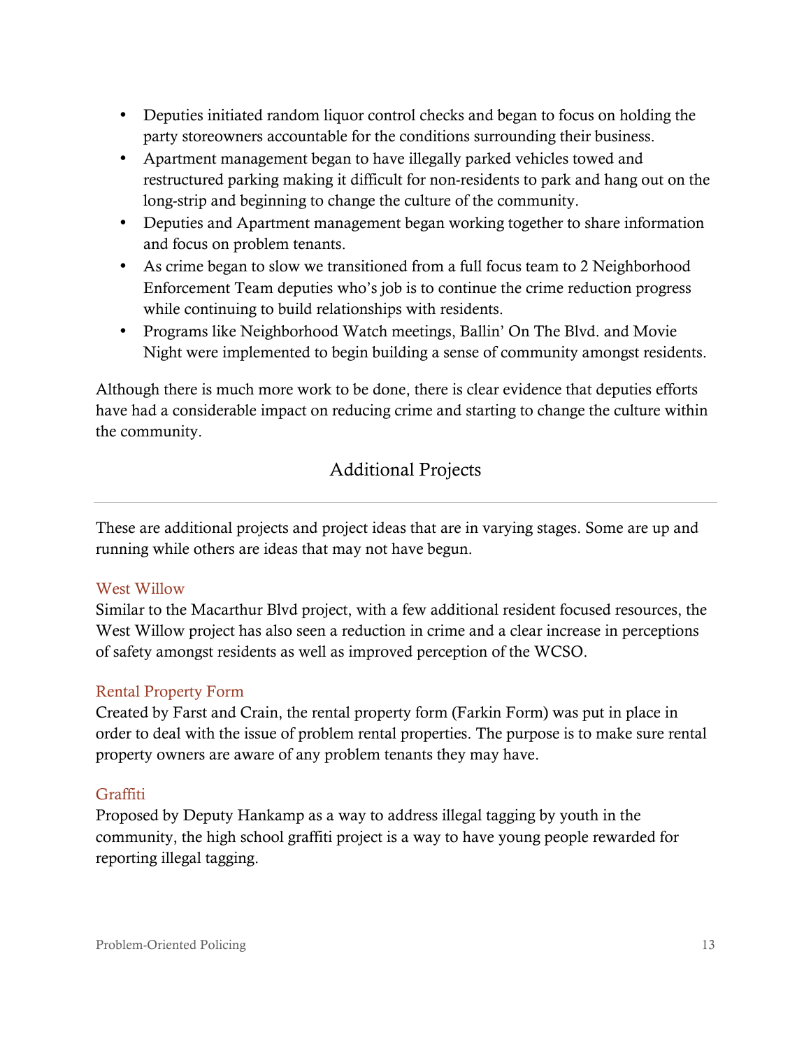- Deputies initiated random liquor control checks and began to focus on holding the party storeowners accountable for the conditions surrounding their business.
- Apartment management began to have illegally parked vehicles towed and restructured parking making it difficult for non-residents to park and hang out on the long-strip and beginning to change the culture of the community.
- Deputies and Apartment management began working together to share information and focus on problem tenants.
- As crime began to slow we transitioned from a full focus team to 2 Neighborhood Enforcement Team deputies who's job is to continue the crime reduction progress while continuing to build relationships with residents.
- Programs like Neighborhood Watch meetings, Ballin' On The Blvd. and Movie Night were implemented to begin building a sense of community amongst residents.

Although there is much more work to be done, there is clear evidence that deputies efforts have had a considerable impact on reducing crime and starting to change the culture within the community.

## Additional Projects

These are additional projects and project ideas that are in varying stages. Some are up and running while others are ideas that may not have begun.

### West Willow

Similar to the Macarthur Blvd project, with a few additional resident focused resources, the West Willow project has also seen a reduction in crime and a clear increase in perceptions of safety amongst residents as well as improved perception of the WCSO.

### Rental Property Form

Created by Farst and Crain, the rental property form (Farkin Form) was put in place in order to deal with the issue of problem rental properties. The purpose is to make sure rental property owners are aware of any problem tenants they may have.

### Graffiti

Proposed by Deputy Hankamp as a way to address illegal tagging by youth in the community, the high school graffiti project is a way to have young people rewarded for reporting illegal tagging.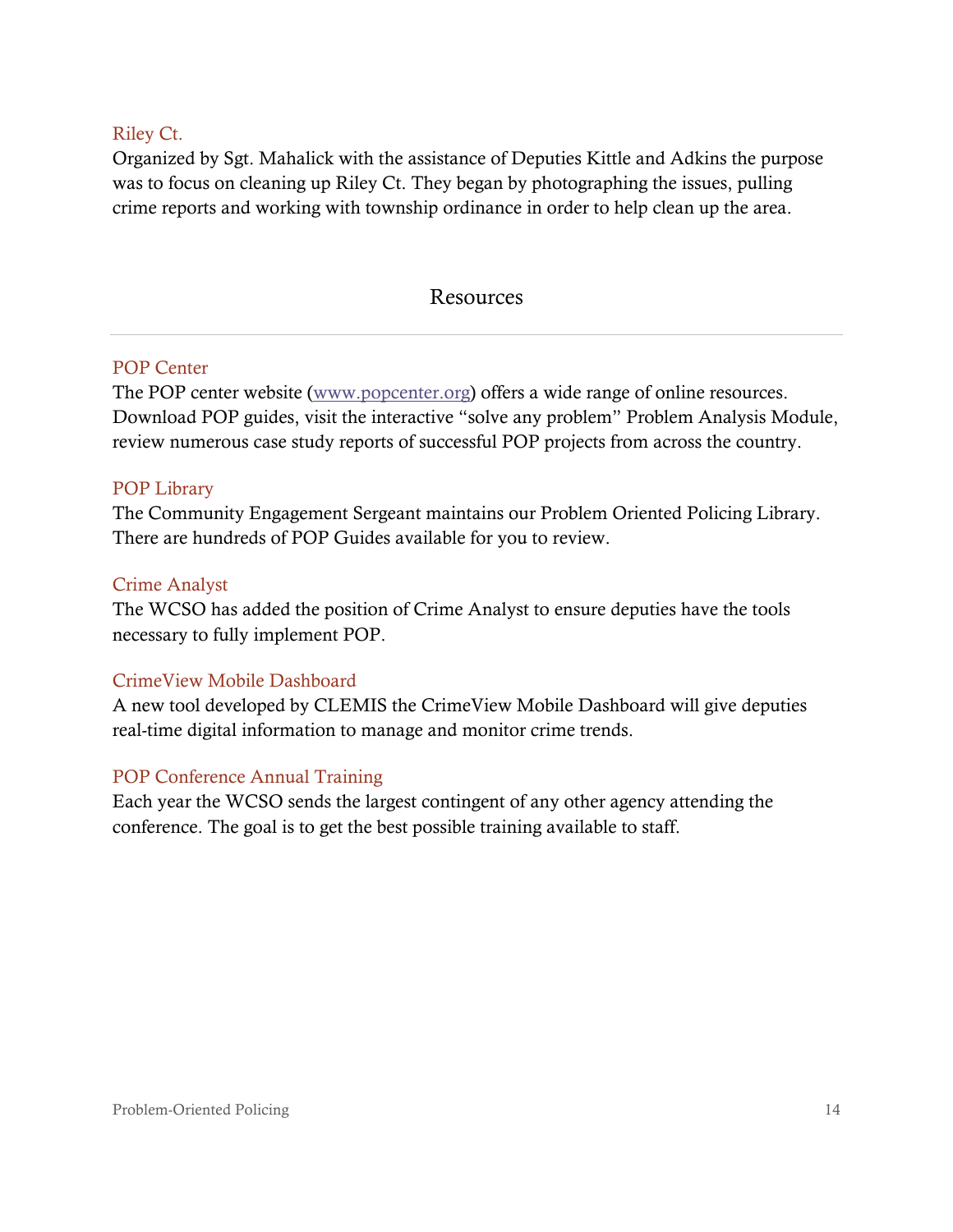### Riley Ct.

Organized by Sgt. Mahalick with the assistance of Deputies Kittle and Adkins the purpose was to focus on cleaning up Riley Ct. They began by photographing the issues, pulling crime reports and working with township ordinance in order to help clean up the area.

## Resources

---

### POP Center

The POP center website ([www.popcenter.org](http://www.popcenter.org)) offers a wide range of online resources. Download POP guides, visit the interactive "solve any problem" Problem Analysis Module, review numerous case study reports of successful POP projects from across the country.

### POP Library

The Community Engagement Sergeant maintains our Problem Oriented Policing Library. There are hundreds of POP Guides available for you to review.

### Crime Analyst

The WCSO has added the position of Crime Analyst to ensure deputies have the tools necessary to fully implement POP.

### CrimeView Mobile Dashboard

A new tool developed by CLEMIS the CrimeView Mobile Dashboard will give deputies real-time digital information to manage and monitor crime trends.

### POP Conference Annual Training

Each year the WCSO sends the largest contingent of any other agency attending the conference. The goal is to get the best possible training available to staff.